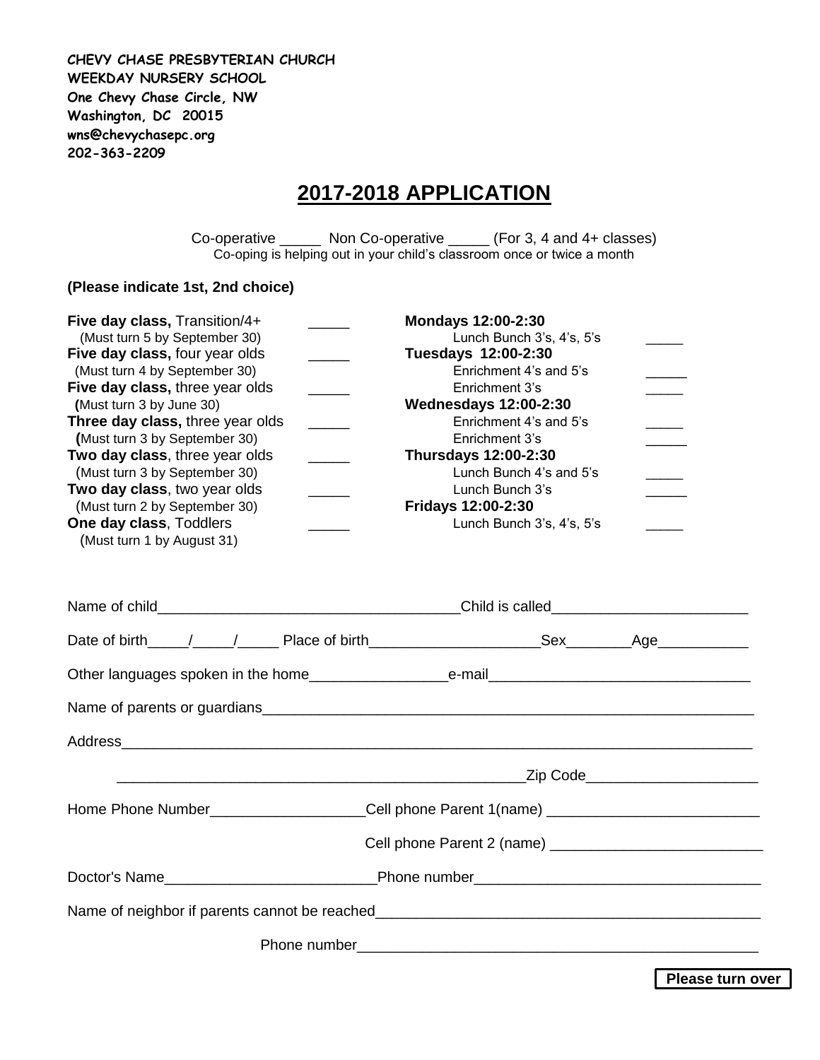**CHEVY CHASE PRESBYTERIAN CHURCH**
**WEEKDAY NURSERY SCHOOL**
**One Chevy Chase Circle, NW**
**Washington, DC 20015**
**wns@chevychasepc.org**
**202-363-2209**

# 2017-2018 APPLICATION

Co-operative _____ Non Co-operative _____ (For 3, 4 and 4+ classes)
Co-oping is helping out in your child's classroom once or twice a month

**(Please indicate 1st, 2nd choice)**

**Five day class,** Transition/4+ _____
(Must turn 5 by September 30)
**Five day class,** four year olds _____
(Must turn 4 by September 30)
**Five day class,** three year olds _____
(Must turn 3 by June 30)
**Three day class,** three year olds _____
(Must turn 3 by September 30)
**Two day class**, three year olds _____
(Must turn 3 by September 30)
**Two day class**, two year olds _____
(Must turn 2 by September 30)
**One day class**, Toddlers _____
(Must turn 1 by August 31)

**Mondays 12:00-2:30**
Lunch Bunch 3's, 4's, 5's _____
**Tuesdays 12:00-2:30**
Enrichment 4's and 5's _____
Enrichment 3's _____
**Wednesdays 12:00-2:30**
Enrichment 4's and 5's _____
Enrichment 3's _____
**Thursdays 12:00-2:30**
Lunch Bunch 4's and 5's _____
Lunch Bunch 3's _____
**Fridays 12:00-2:30**
Lunch Bunch 3's, 4's, 5's _____

Name of child____________________________________Child is called________________________

Date of birth_____/_____/_____ Place of birth____________________Sex________Age___________

Other languages spoken in the home________________e-mail______________________________

Name of parents or guardians______________________________________________________________

Address__________________________________________________________________________

__________________________________________________Zip Code____________________

Home Phone Number__________________Cell phone Parent 1(name) _________________________

Cell phone Parent 2 (name) _________________________

Doctor's Name_________________________Phone number__________________________________

Name of neighbor if parents cannot be reached_____________________________________________

Phone number_________________________________________________

**Please turn over**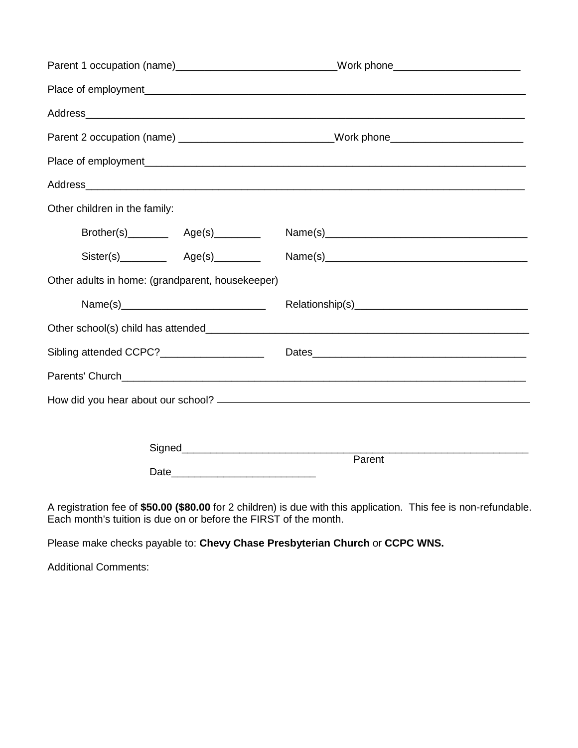Parent 1 occupation (name)___________________________Work phone_____________________

Place of employment_________________________________________________________________

Address_____________________________________________________________________________

Parent 2 occupation (name) __________________________Work phone______________________

Place of employment_________________________________________________________________

Address_____________________________________________________________________________

Other children in the family:

Brother(s)_______ Age(s)________ Name(s)__________________________________

Sister(s)________ Age(s)________ Name(s)__________________________________

Other adults in home: (grandparent, housekeeper)

Name(s)_________________________ Relationship(s)_____________________________

Other school(s) child has attended_________________________________________________

Sibling attended CCPC?__________________ Dates____________________________________

Parents' Church_____________________________________________________________________

How did you hear about our school? _________________________________________________

Signed______________________________________________________________
Parent

Date_________________________

A registration fee of **$50.00 ($80.00** for 2 children) is due with this application. This fee is non-refundable. Each month's tuition is due on or before the FIRST of the month.

Please make checks payable to: **Chevy Chase Presbyterian Church** or **CCPC WNS.**

Additional Comments: